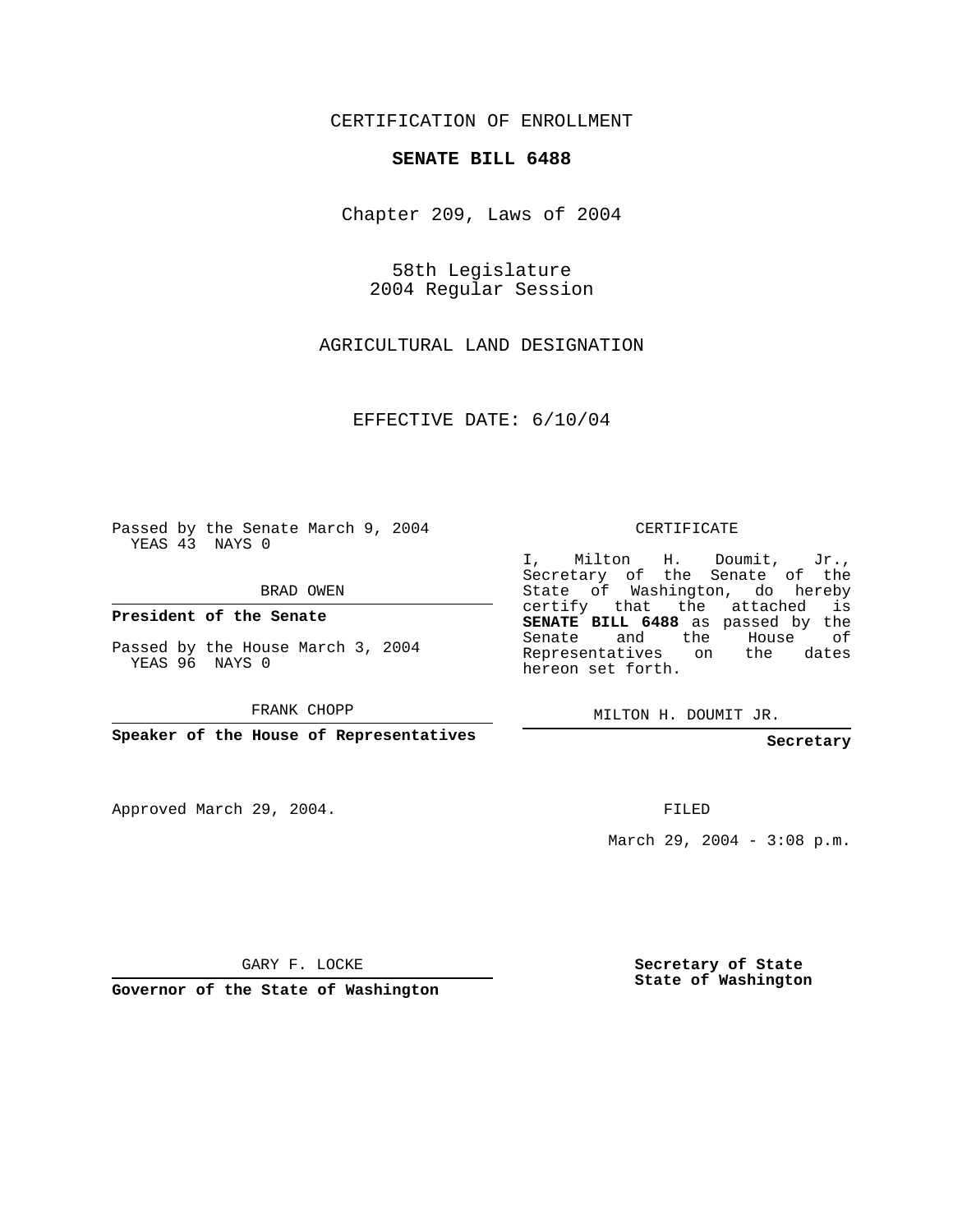CERTIFICATION OF ENROLLMENT

**SENATE BILL 6488**

Chapter 209, Laws of 2004

58th Legislature
2004 Regular Session

AGRICULTURAL LAND DESIGNATION

EFFECTIVE DATE: 6/10/04

Passed by the Senate March 9, 2004
YEAS 43 NAYS 0

BRAD OWEN

**President of the Senate**

Passed by the House March 3, 2004
YEAS 96 NAYS 0

FRANK CHOPP

**Speaker of the House of Representatives**

Approved March 29, 2004.

GARY F. LOCKE

**Governor of the State of Washington**

CERTIFICATE

I, Milton H. Doumit, Jr., Secretary of the Senate of the State of Washington, do hereby certify that the attached is **SENATE BILL 6488** as passed by the Senate and the House of Representatives on the dates hereon set forth.

MILTON H. DOUMIT JR.

**Secretary**

FILED

March 29, 2004 - 3:08 p.m.

**Secretary of State**
**State of Washington**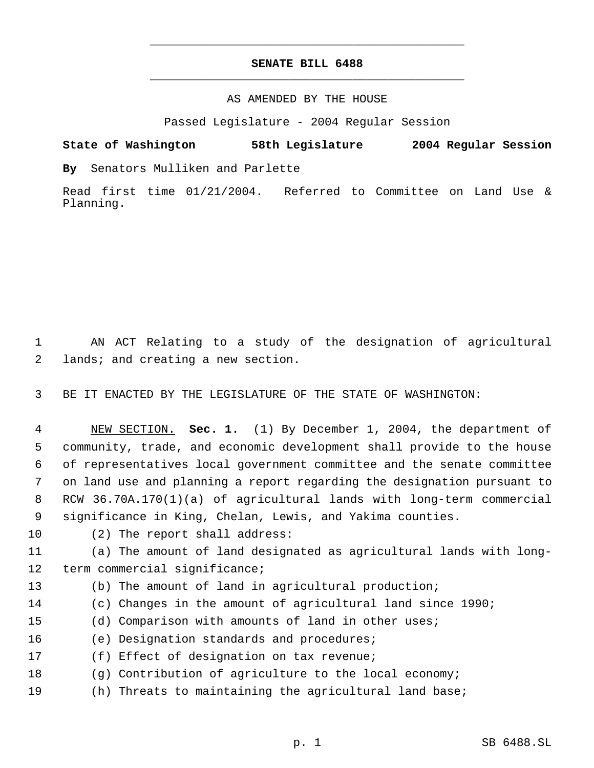**SENATE BILL 6488**

AS AMENDED BY THE HOUSE

Passed Legislature - 2004 Regular Session

**State of Washington 58th Legislature 2004 Regular Session**

**By** Senators Mulliken and Parlette

Read first time 01/21/2004. Referred to Committee on Land Use & Planning.

AN ACT Relating to a study of the designation of agricultural lands; and creating a new section.

BE IT ENACTED BY THE LEGISLATURE OF THE STATE OF WASHINGTON:

NEW SECTION. **Sec. 1.** (1) By December 1, 2004, the department of community, trade, and economic development shall provide to the house of representatives local government committee and the senate committee on land use and planning a report regarding the designation pursuant to RCW 36.70A.170(1)(a) of agricultural lands with long-term commercial significance in King, Chelan, Lewis, and Yakima counties.

(2) The report shall address:

(a) The amount of land designated as agricultural lands with long-term commercial significance;

(b) The amount of land in agricultural production;

(c) Changes in the amount of agricultural land since 1990;

(d) Comparison with amounts of land in other uses;

(e) Designation standards and procedures;

(f) Effect of designation on tax revenue;

(g) Contribution of agriculture to the local economy;

(h) Threats to maintaining the agricultural land base;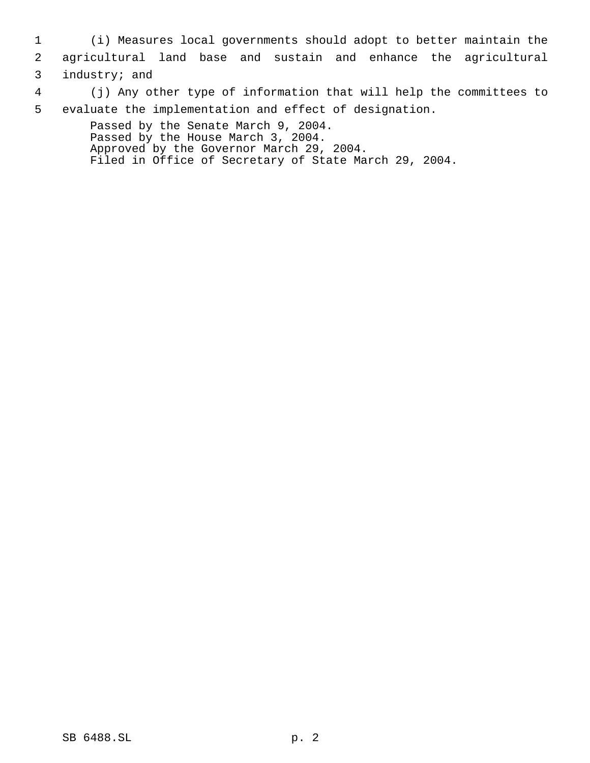(i) Measures local governments should adopt to better maintain the agricultural land base and sustain and enhance the agricultural industry; and

(j) Any other type of information that will help the committees to evaluate the implementation and effect of designation.

Passed by the Senate March 9, 2004.
Passed by the House March 3, 2004.
Approved by the Governor March 29, 2004.
Filed in Office of Secretary of State March 29, 2004.